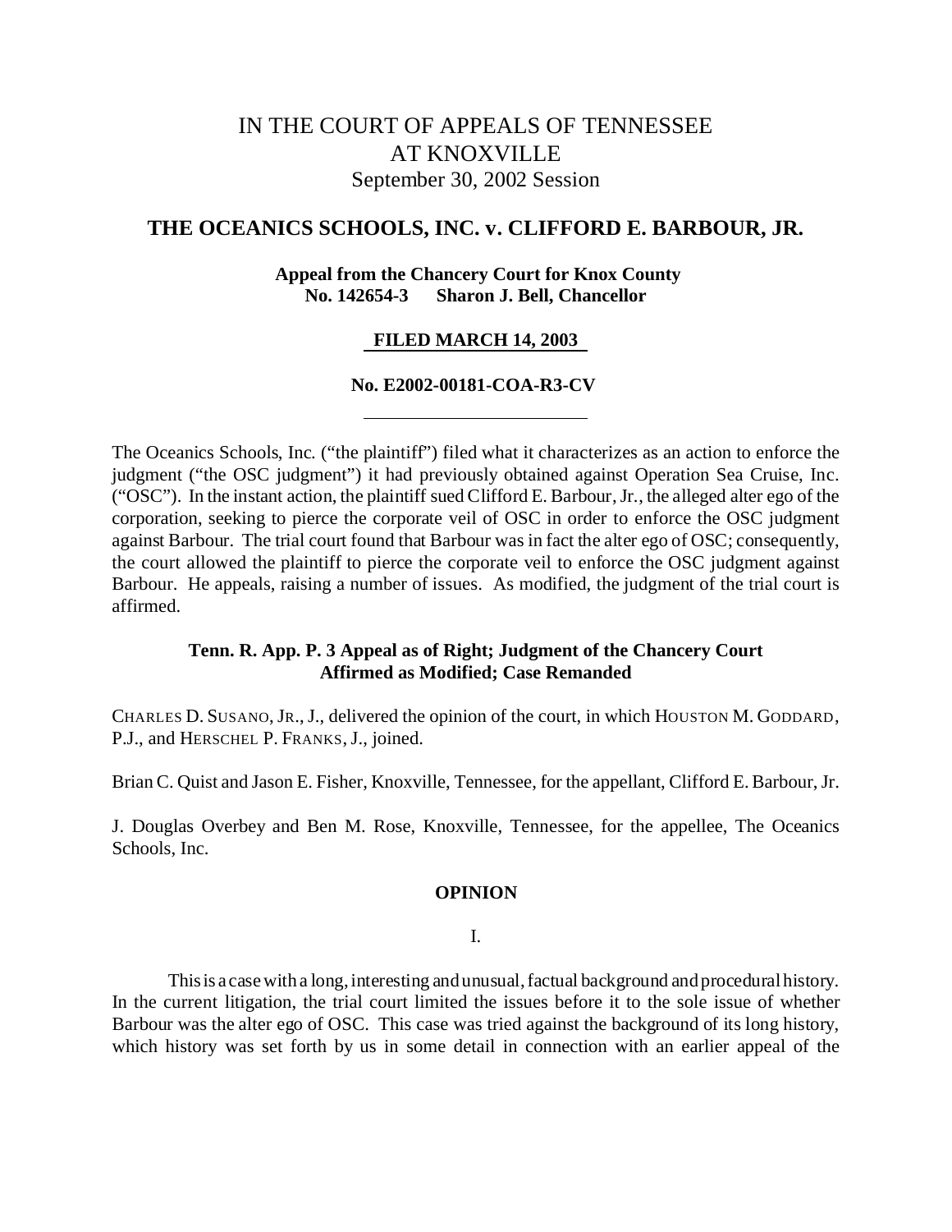# IN THE COURT OF APPEALS OF TENNESSEE
# AT KNOXVILLE
September 30, 2002 Session

## THE OCEANICS SCHOOLS, INC. v. CLIFFORD E. BARBOUR, JR.

**Appeal from the Chancery Court for Knox County**
**No. 142654-3 Sharon J. Bell, Chancellor**

**FILED MARCH 14, 2003**

**No. E2002-00181-COA-R3-CV**

---

The Oceanics Schools, Inc. ("the plaintiff") filed what it characterizes as an action to enforce the judgment ("the OSC judgment") it had previously obtained against Operation Sea Cruise, Inc. ("OSC"). In the instant action, the plaintiff sued Clifford E. Barbour, Jr., the alleged alter ego of the corporation, seeking to pierce the corporate veil of OSC in order to enforce the OSC judgment against Barbour. The trial court found that Barbour was in fact the alter ego of OSC; consequently, the court allowed the plaintiff to pierce the corporate veil to enforce the OSC judgment against Barbour. He appeals, raising a number of issues. As modified, the judgment of the trial court is affirmed.

**Tenn. R. App. P. 3 Appeal as of Right; Judgment of the Chancery Court Affirmed as Modified; Case Remanded**

CHARLES D. SUSANO, JR., J., delivered the opinion of the court, in which HOUSTON M. GODDARD, P.J., and HERSCHEL P. FRANKS, J., joined.

Brian C. Quist and Jason E. Fisher, Knoxville, Tennessee, for the appellant, Clifford E. Barbour, Jr.

J. Douglas Overbey and Ben M. Rose, Knoxville, Tennessee, for the appellee, The Oceanics Schools, Inc.

**OPINION**

I.

This is a case with a long, interesting and unusual, factual background and procedural history. In the current litigation, the trial court limited the issues before it to the sole issue of whether Barbour was the alter ego of OSC. This case was tried against the background of its long history, which history was set forth by us in some detail in connection with an earlier appeal of the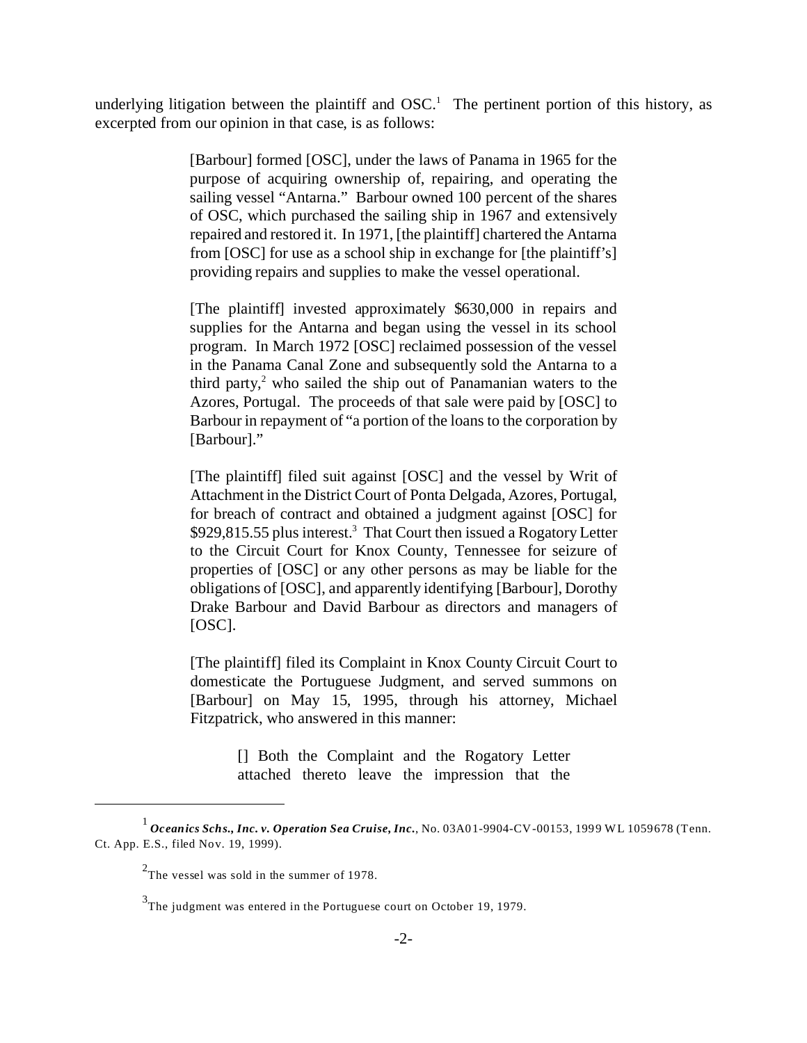underlying litigation between the plaintiff and OSC.[1] The pertinent portion of this history, as excerpted from our opinion in that case, is as follows:

> [Barbour] formed [OSC], under the laws of Panama in 1965 for the purpose of acquiring ownership of, repairing, and operating the sailing vessel "Antarna." Barbour owned 100 percent of the shares of OSC, which purchased the sailing ship in 1967 and extensively repaired and restored it. In 1971, [the plaintiff] chartered the Antarna from [OSC] for use as a school ship in exchange for [the plaintiff's] providing repairs and supplies to make the vessel operational.
>
> [The plaintiff] invested approximately $630,000 in repairs and supplies for the Antarna and began using the vessel in its school program. In March 1972 [OSC] reclaimed possession of the vessel in the Panama Canal Zone and subsequently sold the Antarna to a third party,[2] who sailed the ship out of Panamanian waters to the Azores, Portugal. The proceeds of that sale were paid by [OSC] to Barbour in repayment of "a portion of the loans to the corporation by [Barbour]."
>
> [The plaintiff] filed suit against [OSC] and the vessel by Writ of Attachment in the District Court of Ponta Delgada, Azores, Portugal, for breach of contract and obtained a judgment against [OSC] for $929,815.55 plus interest.[3] That Court then issued a Rogatory Letter to the Circuit Court for Knox County, Tennessee for seizure of properties of [OSC] or any other persons as may be liable for the obligations of [OSC], and apparently identifying [Barbour], Dorothy Drake Barbour and David Barbour as directors and managers of [OSC].
>
> [The plaintiff] filed its Complaint in Knox County Circuit Court to domesticate the Portuguese Judgment, and served summons on [Barbour] on May 15, 1995, through his attorney, Michael Fitzpatrick, who answered in this manner:
>
>> [] Both the Complaint and the Rogatory Letter attached thereto leave the impression that the

---

[1] ***Oceanics Schs., Inc. v. Operation Sea Cruise, Inc.***, No. 03A01-9904-CV-00153, 1999 WL 1059678 (Tenn. Ct. App. E.S., filed Nov. 19, 1999).

[2] The vessel was sold in the summer of 1978.

[3] The judgment was entered in the Portuguese court on October 19, 1979.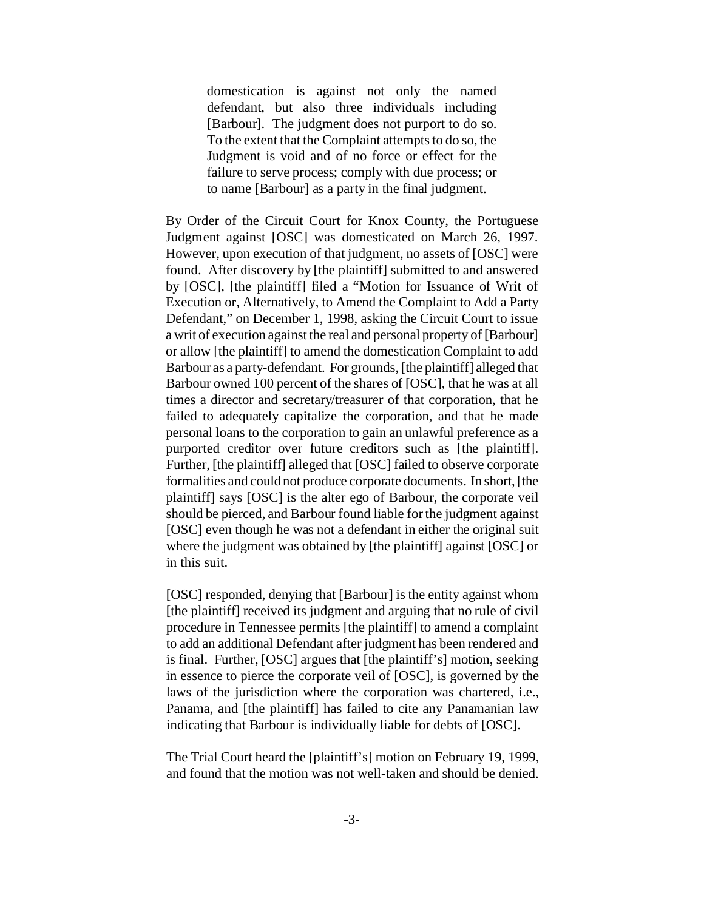> domestication is against not only the named defendant, but also three individuals including [Barbour]. The judgment does not purport to do so. To the extent that the Complaint attempts to do so, the Judgment is void and of no force or effect for the failure to serve process; comply with due process; or to name [Barbour] as a party in the final judgment.

By Order of the Circuit Court for Knox County, the Portuguese Judgment against [OSC] was domesticated on March 26, 1997. However, upon execution of that judgment, no assets of [OSC] were found. After discovery by [the plaintiff] submitted to and answered by [OSC], [the plaintiff] filed a "Motion for Issuance of Writ of Execution or, Alternatively, to Amend the Complaint to Add a Party Defendant," on December 1, 1998, asking the Circuit Court to issue a writ of execution against the real and personal property of [Barbour] or allow [the plaintiff] to amend the domestication Complaint to add Barbour as a party-defendant. For grounds, [the plaintiff] alleged that Barbour owned 100 percent of the shares of [OSC], that he was at all times a director and secretary/treasurer of that corporation, that he failed to adequately capitalize the corporation, and that he made personal loans to the corporation to gain an unlawful preference as a purported creditor over future creditors such as [the plaintiff]. Further, [the plaintiff] alleged that [OSC] failed to observe corporate formalities and could not produce corporate documents. In short, [the plaintiff] says [OSC] is the alter ego of Barbour, the corporate veil should be pierced, and Barbour found liable for the judgment against [OSC] even though he was not a defendant in either the original suit where the judgment was obtained by [the plaintiff] against [OSC] or in this suit.

[OSC] responded, denying that [Barbour] is the entity against whom [the plaintiff] received its judgment and arguing that no rule of civil procedure in Tennessee permits [the plaintiff] to amend a complaint to add an additional Defendant after judgment has been rendered and is final. Further, [OSC] argues that [the plaintiff's] motion, seeking in essence to pierce the corporate veil of [OSC], is governed by the laws of the jurisdiction where the corporation was chartered, i.e., Panama, and [the plaintiff] has failed to cite any Panamanian law indicating that Barbour is individually liable for debts of [OSC].

The Trial Court heard the [plaintiff's] motion on February 19, 1999, and found that the motion was not well-taken and should be denied.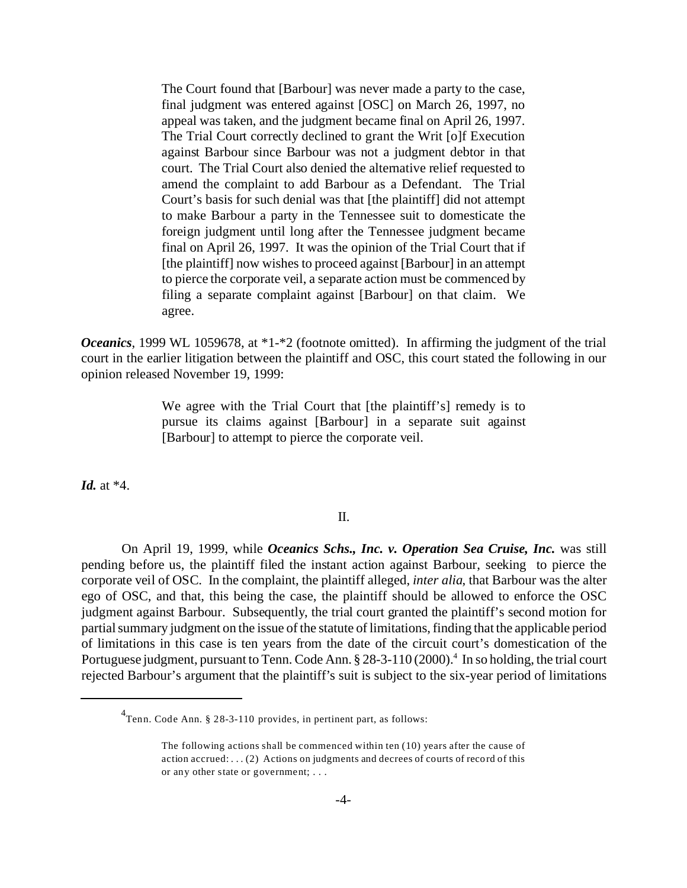> The Court found that [Barbour] was never made a party to the case, final judgment was entered against [OSC] on March 26, 1997, no appeal was taken, and the judgment became final on April 26, 1997. The Trial Court correctly declined to grant the Writ [o]f Execution against Barbour since Barbour was not a judgment debtor in that court. The Trial Court also denied the alternative relief requested to amend the complaint to add Barbour as a Defendant. The Trial Court's basis for such denial was that [the plaintiff] did not attempt to make Barbour a party in the Tennessee suit to domesticate the foreign judgment until long after the Tennessee judgment became final on April 26, 1997. It was the opinion of the Trial Court that if [the plaintiff] now wishes to proceed against [Barbour] in an attempt to pierce the corporate veil, a separate action must be commenced by filing a separate complaint against [Barbour] on that claim. We agree.

***Oceanics***, 1999 WL 1059678, at *1-*2 (footnote omitted). In affirming the judgment of the trial court in the earlier litigation between the plaintiff and OSC, this court stated the following in our opinion released November 19, 1999:

> We agree with the Trial Court that [the plaintiff's] remedy is to pursue its claims against [Barbour] in a separate suit against [Barbour] to attempt to pierce the corporate veil.

***Id.*** at *4.

II.

On April 19, 1999, while ***Oceanics Schs., Inc. v. Operation Sea Cruise, Inc.*** was still pending before us, the plaintiff filed the instant action against Barbour, seeking to pierce the corporate veil of OSC. In the complaint, the plaintiff alleged, *inter alia*, that Barbour was the alter ego of OSC, and that, this being the case, the plaintiff should be allowed to enforce the OSC judgment against Barbour. Subsequently, the trial court granted the plaintiff's second motion for partial summary judgment on the issue of the statute of limitations, finding that the applicable period of limitations in this case is ten years from the date of the circuit court's domestication of the Portuguese judgment, pursuant to Tenn. Code Ann. § 28-3-110 (2000).[4] In so holding, the trial court rejected Barbour's argument that the plaintiff's suit is subject to the six-year period of limitations

---

[4] Tenn. Code Ann. § 28-3-110 provides, in pertinent part, as follows:

> The following actions shall be commenced within ten (10) years after the cause of action accrued: . . . (2) Actions on judgments and decrees of courts of record of this or any other state or government; . . .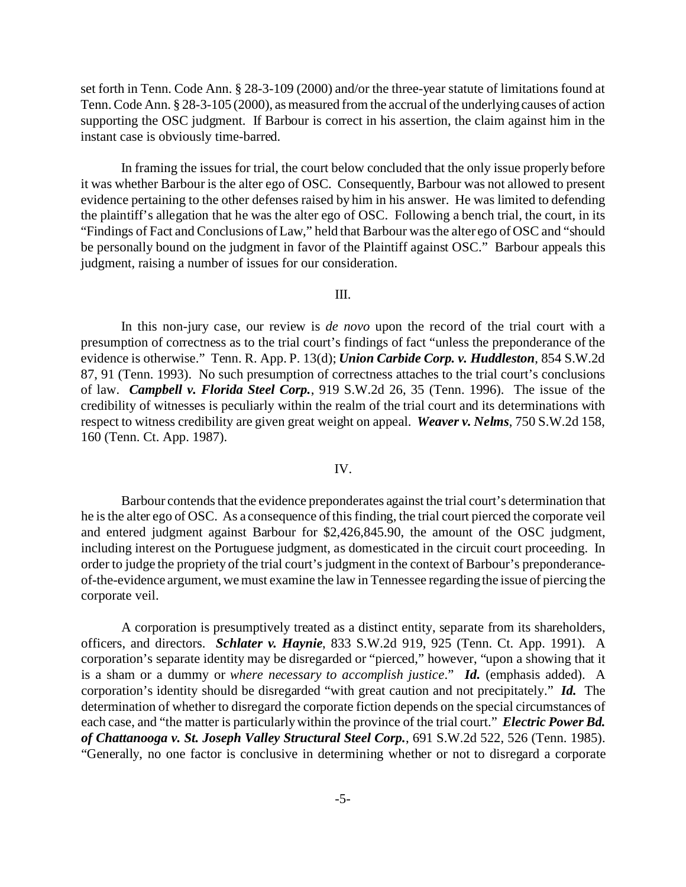set forth in Tenn. Code Ann. § 28-3-109 (2000) and/or the three-year statute of limitations found at Tenn. Code Ann. § 28-3-105 (2000), as measured from the accrual of the underlying causes of action supporting the OSC judgment. If Barbour is correct in his assertion, the claim against him in the instant case is obviously time-barred.

In framing the issues for trial, the court below concluded that the only issue properly before it was whether Barbour is the alter ego of OSC. Consequently, Barbour was not allowed to present evidence pertaining to the other defenses raised by him in his answer. He was limited to defending the plaintiff's allegation that he was the alter ego of OSC. Following a bench trial, the court, in its "Findings of Fact and Conclusions of Law," held that Barbour was the alter ego of OSC and "should be personally bound on the judgment in favor of the Plaintiff against OSC." Barbour appeals this judgment, raising a number of issues for our consideration.

III.

In this non-jury case, our review is *de novo* upon the record of the trial court with a presumption of correctness as to the trial court's findings of fact "unless the preponderance of the evidence is otherwise." Tenn. R. App. P. 13(d); ***Union Carbide Corp. v. Huddleston***, 854 S.W.2d 87, 91 (Tenn. 1993). No such presumption of correctness attaches to the trial court's conclusions of law. ***Campbell v. Florida Steel Corp.***, 919 S.W.2d 26, 35 (Tenn. 1996). The issue of the credibility of witnesses is peculiarly within the realm of the trial court and its determinations with respect to witness credibility are given great weight on appeal. ***Weaver v. Nelms***, 750 S.W.2d 158, 160 (Tenn. Ct. App. 1987).

IV.

Barbour contends that the evidence preponderates against the trial court's determination that he is the alter ego of OSC. As a consequence of this finding, the trial court pierced the corporate veil and entered judgment against Barbour for $2,426,845.90, the amount of the OSC judgment, including interest on the Portuguese judgment, as domesticated in the circuit court proceeding. In order to judge the propriety of the trial court's judgment in the context of Barbour's preponderance-of-the-evidence argument, we must examine the law in Tennessee regarding the issue of piercing the corporate veil.

A corporation is presumptively treated as a distinct entity, separate from its shareholders, officers, and directors. ***Schlater v. Haynie***, 833 S.W.2d 919, 925 (Tenn. Ct. App. 1991). A corporation's separate identity may be disregarded or "pierced," however, "upon a showing that it is a sham or a dummy or *where necessary to accomplish justice*." ***Id.*** (emphasis added). A corporation's identity should be disregarded "with great caution and not precipitately." ***Id.*** The determination of whether to disregard the corporate fiction depends on the special circumstances of each case, and "the matter is particularly within the province of the trial court." ***Electric Power Bd. of Chattanooga v. St. Joseph Valley Structural Steel Corp.***, 691 S.W.2d 522, 526 (Tenn. 1985). "Generally, no one factor is conclusive in determining whether or not to disregard a corporate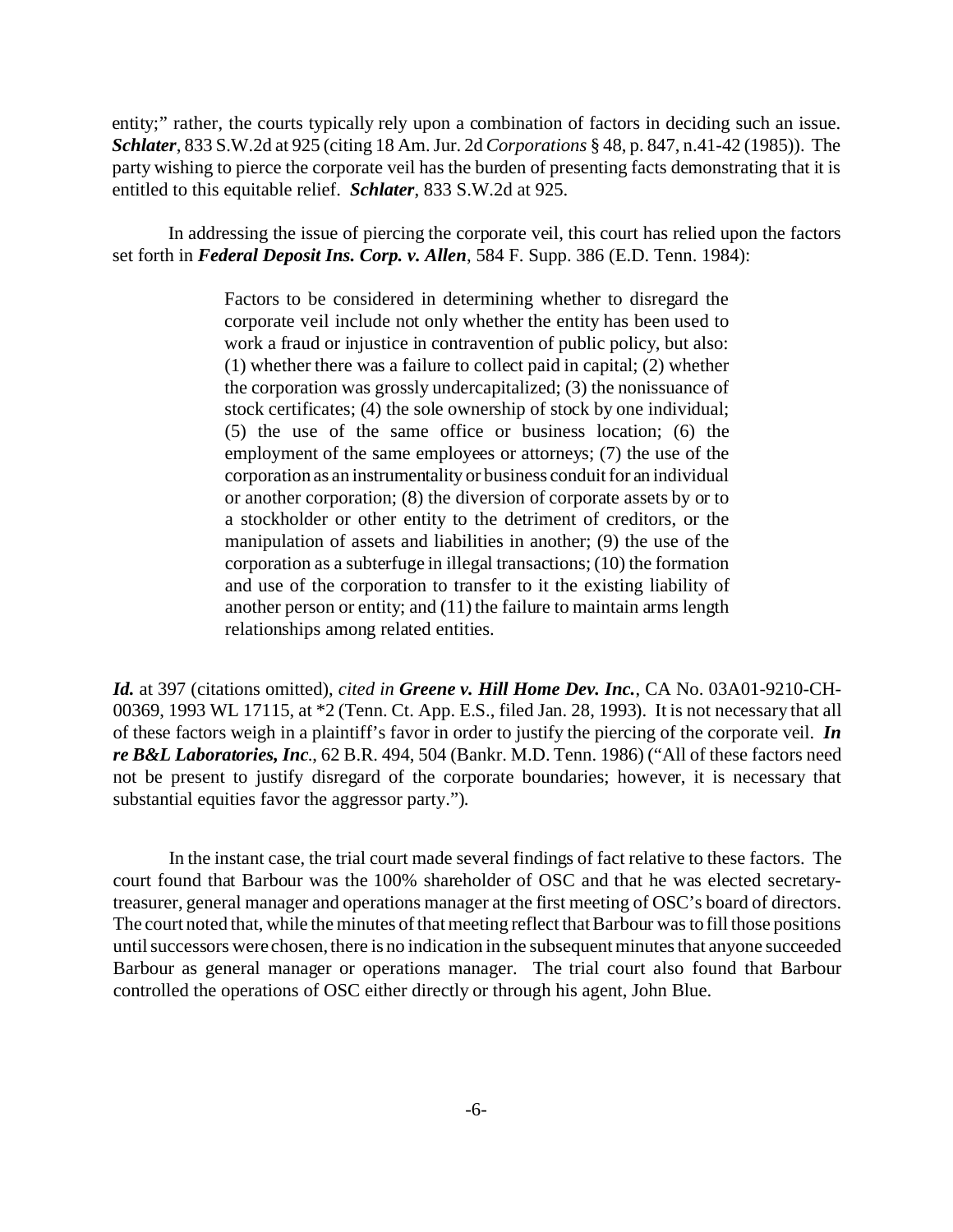entity;" rather, the courts typically rely upon a combination of factors in deciding such an issue. ***Schlater***, 833 S.W.2d at 925 (citing 18 Am. Jur. 2d *Corporations* § 48, p. 847, n.41-42 (1985)). The party wishing to pierce the corporate veil has the burden of presenting facts demonstrating that it is entitled to this equitable relief. ***Schlater***, 833 S.W.2d at 925.

In addressing the issue of piercing the corporate veil, this court has relied upon the factors set forth in ***Federal Deposit Ins. Corp. v. Allen***, 584 F. Supp. 386 (E.D. Tenn. 1984):

> Factors to be considered in determining whether to disregard the corporate veil include not only whether the entity has been used to work a fraud or injustice in contravention of public policy, but also: (1) whether there was a failure to collect paid in capital; (2) whether the corporation was grossly undercapitalized; (3) the nonissuance of stock certificates; (4) the sole ownership of stock by one individual; (5) the use of the same office or business location; (6) the employment of the same employees or attorneys; (7) the use of the corporation as an instrumentality or business conduit for an individual or another corporation; (8) the diversion of corporate assets by or to a stockholder or other entity to the detriment of creditors, or the manipulation of assets and liabilities in another; (9) the use of the corporation as a subterfuge in illegal transactions; (10) the formation and use of the corporation to transfer to it the existing liability of another person or entity; and (11) the failure to maintain arms length relationships among related entities.

***Id.*** at 397 (citations omitted), *cited in* ***Greene v. Hill Home Dev. Inc.***, CA No. 03A01-9210-CH-00369, 1993 WL 17115, at *2 (Tenn. Ct. App. E.S., filed Jan. 28, 1993). It is not necessary that all of these factors weigh in a plaintiff's favor in order to justify the piercing of the corporate veil. ***In re B&L Laboratories, Inc.***, 62 B.R. 494, 504 (Bankr. M.D. Tenn. 1986) ("All of these factors need not be present to justify disregard of the corporate boundaries; however, it is necessary that substantial equities favor the aggressor party.").

In the instant case, the trial court made several findings of fact relative to these factors. The court found that Barbour was the 100% shareholder of OSC and that he was elected secretary-treasurer, general manager and operations manager at the first meeting of OSC's board of directors. The court noted that, while the minutes of that meeting reflect that Barbour was to fill those positions until successors were chosen, there is no indication in the subsequent minutes that anyone succeeded Barbour as general manager or operations manager. The trial court also found that Barbour controlled the operations of OSC either directly or through his agent, John Blue.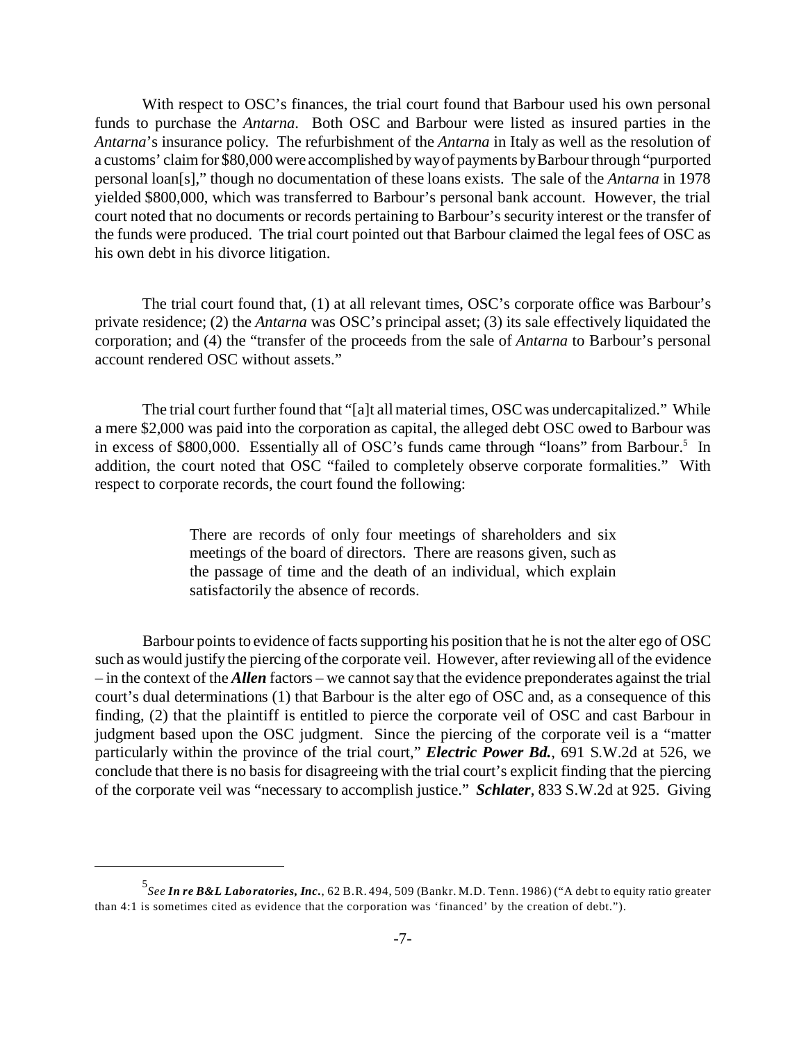With respect to OSC's finances, the trial court found that Barbour used his own personal funds to purchase the *Antarna*. Both OSC and Barbour were listed as insured parties in the *Antarna*'s insurance policy. The refurbishment of the *Antarna* in Italy as well as the resolution of a customs' claim for $80,000 were accomplished by way of payments by Barbour through "purported personal loan[s]," though no documentation of these loans exists. The sale of the *Antarna* in 1978 yielded $800,000, which was transferred to Barbour's personal bank account. However, the trial court noted that no documents or records pertaining to Barbour's security interest or the transfer of the funds were produced. The trial court pointed out that Barbour claimed the legal fees of OSC as his own debt in his divorce litigation.

The trial court found that, (1) at all relevant times, OSC's corporate office was Barbour's private residence; (2) the *Antarna* was OSC's principal asset; (3) its sale effectively liquidated the corporation; and (4) the "transfer of the proceeds from the sale of *Antarna* to Barbour's personal account rendered OSC without assets."

The trial court further found that "[a]t all material times, OSC was undercapitalized." While a mere $2,000 was paid into the corporation as capital, the alleged debt OSC owed to Barbour was in excess of $800,000. Essentially all of OSC's funds came through "loans" from Barbour.[5] In addition, the court noted that OSC "failed to completely observe corporate formalities." With respect to corporate records, the court found the following:

> There are records of only four meetings of shareholders and six meetings of the board of directors. There are reasons given, such as the passage of time and the death of an individual, which explain satisfactorily the absence of records.

Barbour points to evidence of facts supporting his position that he is not the alter ego of OSC such as would justify the piercing of the corporate veil. However, after reviewing all of the evidence – in the context of the ***Allen*** factors – we cannot say that the evidence preponderates against the trial court's dual determinations (1) that Barbour is the alter ego of OSC and, as a consequence of this finding, (2) that the plaintiff is entitled to pierce the corporate veil of OSC and cast Barbour in judgment based upon the OSC judgment. Since the piercing of the corporate veil is a "matter particularly within the province of the trial court," ***Electric Power Bd.***, 691 S.W.2d at 526, we conclude that there is no basis for disagreeing with the trial court's explicit finding that the piercing of the corporate veil was "necessary to accomplish justice." ***Schlater***, 833 S.W.2d at 925. Giving

---

[5] *See* ***In re B&L Laboratories, Inc.***, 62 B.R. 494, 509 (Bankr. M.D. Tenn. 1986) ("A debt to equity ratio greater than 4:1 is sometimes cited as evidence that the corporation was 'financed' by the creation of debt.").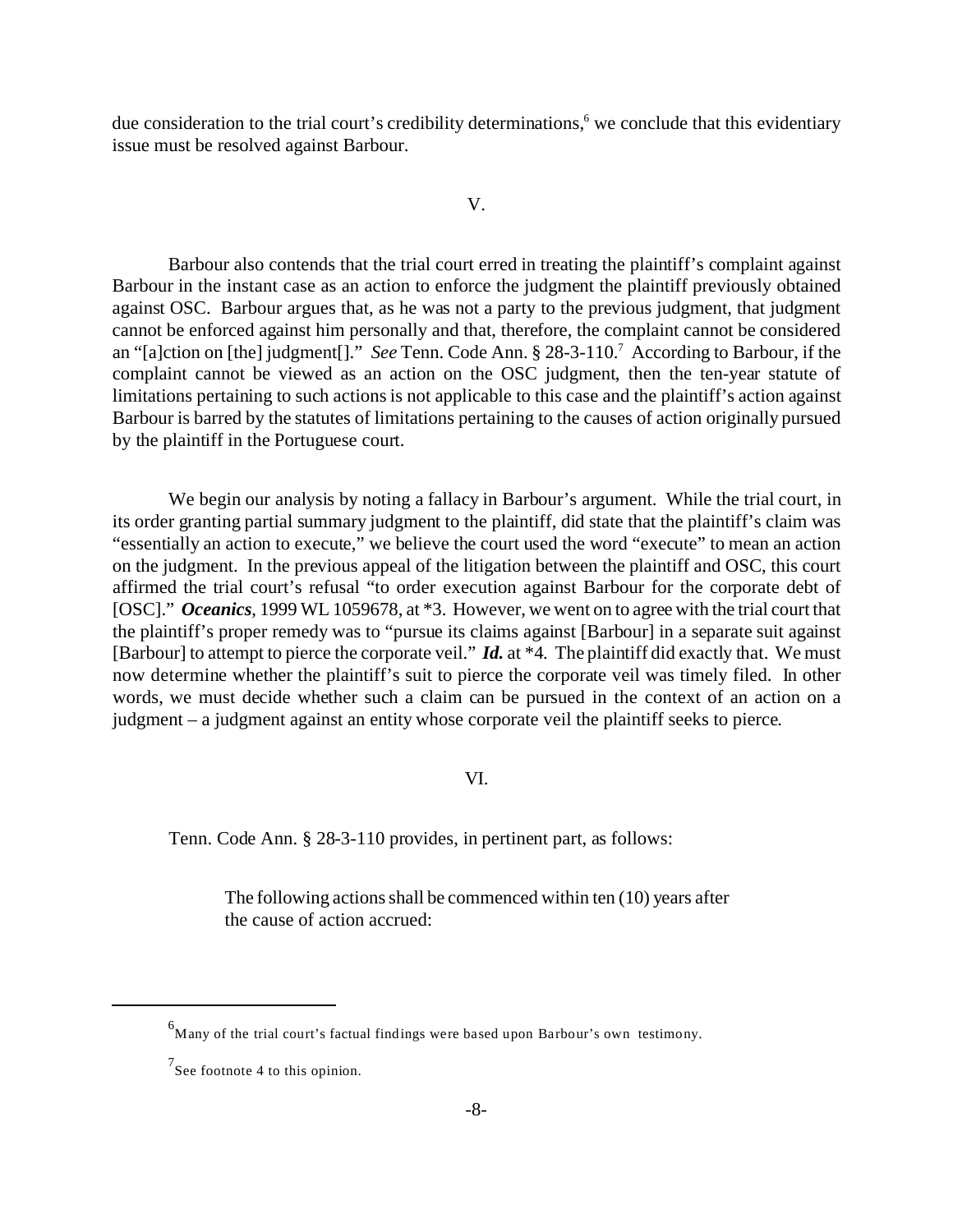due consideration to the trial court's credibility determinations,[6] we conclude that this evidentiary issue must be resolved against Barbour.

V.

Barbour also contends that the trial court erred in treating the plaintiff's complaint against Barbour in the instant case as an action to enforce the judgment the plaintiff previously obtained against OSC. Barbour argues that, as he was not a party to the previous judgment, that judgment cannot be enforced against him personally and that, therefore, the complaint cannot be considered an "[a]ction on [the] judgment[]." *See* Tenn. Code Ann. § 28-3-110.[7] According to Barbour, if the complaint cannot be viewed as an action on the OSC judgment, then the ten-year statute of limitations pertaining to such actions is not applicable to this case and the plaintiff's action against Barbour is barred by the statutes of limitations pertaining to the causes of action originally pursued by the plaintiff in the Portuguese court.

We begin our analysis by noting a fallacy in Barbour's argument. While the trial court, in its order granting partial summary judgment to the plaintiff, did state that the plaintiff's claim was "essentially an action to execute," we believe the court used the word "execute" to mean an action on the judgment. In the previous appeal of the litigation between the plaintiff and OSC, this court affirmed the trial court's refusal "to order execution against Barbour for the corporate debt of [OSC]." ***Oceanics***, 1999 WL 1059678, at *3. However, we went on to agree with the trial court that the plaintiff's proper remedy was to "pursue its claims against [Barbour] in a separate suit against [Barbour] to attempt to pierce the corporate veil." ***Id.*** at *4. The plaintiff did exactly that. We must now determine whether the plaintiff's suit to pierce the corporate veil was timely filed. In other words, we must decide whether such a claim can be pursued in the context of an action on a judgment – a judgment against an entity whose corporate veil the plaintiff seeks to pierce.

VI.

Tenn. Code Ann. § 28-3-110 provides, in pertinent part, as follows:

> The following actions shall be commenced within ten (10) years after the cause of action accrued:

---

[6] Many of the trial court's factual findings were based upon Barbour's own testimony.

[7] See footnote 4 to this opinion.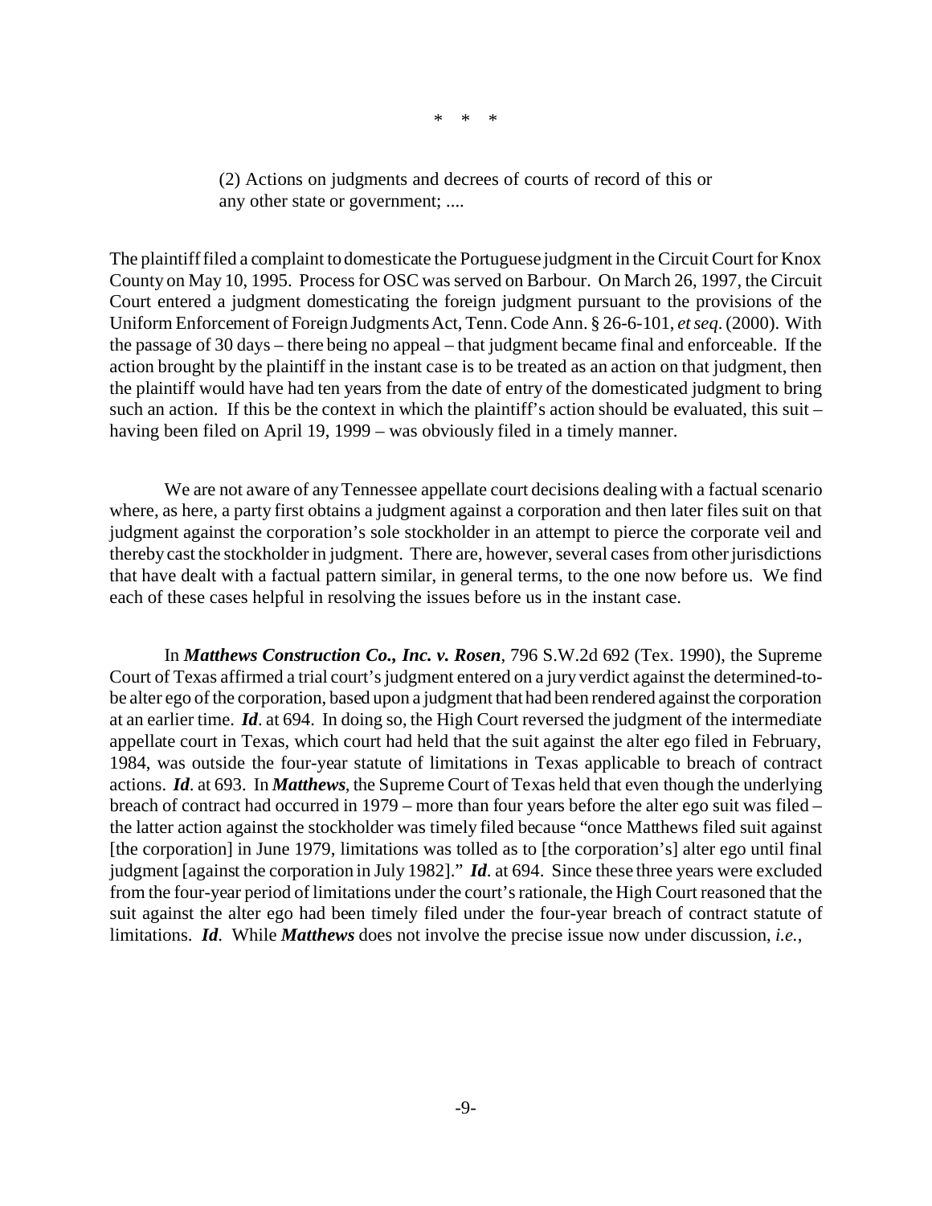\* \* \*

> (2) Actions on judgments and decrees of courts of record of this or any other state or government; ....

The plaintiff filed a complaint to domesticate the Portuguese judgment in the Circuit Court for Knox County on May 10, 1995. Process for OSC was served on Barbour. On March 26, 1997, the Circuit Court entered a judgment domesticating the foreign judgment pursuant to the provisions of the Uniform Enforcement of Foreign Judgments Act, Tenn. Code Ann. § 26-6-101, *et seq*. (2000). With the passage of 30 days – there being no appeal – that judgment became final and enforceable. If the action brought by the plaintiff in the instant case is to be treated as an action on that judgment, then the plaintiff would have had ten years from the date of entry of the domesticated judgment to bring such an action. If this be the context in which the plaintiff's action should be evaluated, this suit – having been filed on April 19, 1999 – was obviously filed in a timely manner.

We are not aware of any Tennessee appellate court decisions dealing with a factual scenario where, as here, a party first obtains a judgment against a corporation and then later files suit on that judgment against the corporation's sole stockholder in an attempt to pierce the corporate veil and thereby cast the stockholder in judgment. There are, however, several cases from other jurisdictions that have dealt with a factual pattern similar, in general terms, to the one now before us. We find each of these cases helpful in resolving the issues before us in the instant case.

In ***Matthews Construction Co., Inc. v. Rosen***, 796 S.W.2d 692 (Tex. 1990), the Supreme Court of Texas affirmed a trial court's judgment entered on a jury verdict against the determined-to-be alter ego of the corporation, based upon a judgment that had been rendered against the corporation at an earlier time. ***Id***. at 694. In doing so, the High Court reversed the judgment of the intermediate appellate court in Texas, which court had held that the suit against the alter ego filed in February, 1984, was outside the four-year statute of limitations in Texas applicable to breach of contract actions. ***Id***. at 693. In ***Matthews***, the Supreme Court of Texas held that even though the underlying breach of contract had occurred in 1979 – more than four years before the alter ego suit was filed – the latter action against the stockholder was timely filed because "once Matthews filed suit against [the corporation] in June 1979, limitations was tolled as to [the corporation's] alter ego until final judgment [against the corporation in July 1982]." ***Id***. at 694. Since these three years were excluded from the four-year period of limitations under the court's rationale, the High Court reasoned that the suit against the alter ego had been timely filed under the four-year breach of contract statute of limitations. ***Id***. While ***Matthews*** does not involve the precise issue now under discussion, *i.e.*,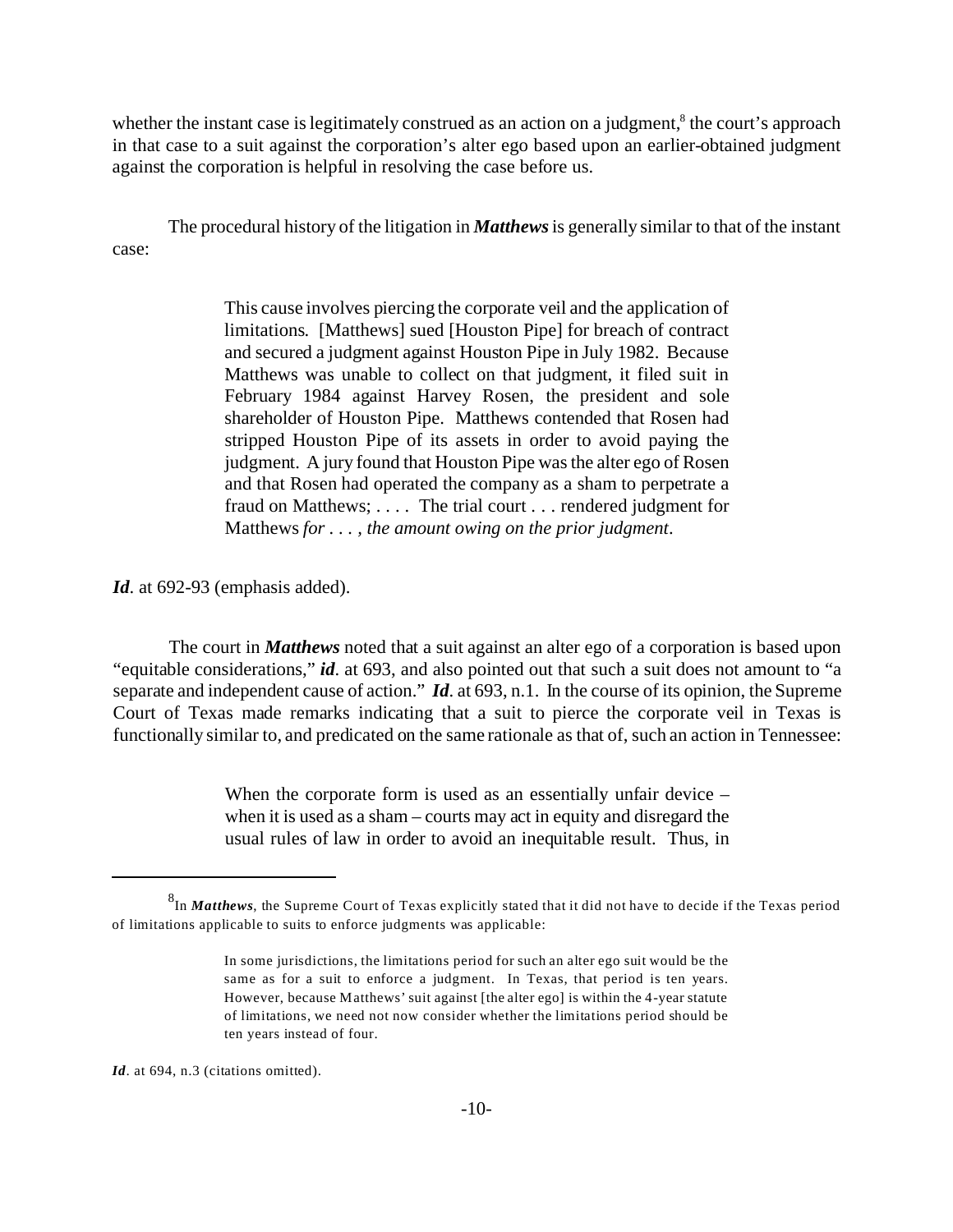whether the instant case is legitimately construed as an action on a judgment,[8] the court's approach in that case to a suit against the corporation's alter ego based upon an earlier-obtained judgment against the corporation is helpful in resolving the case before us.

The procedural history of the litigation in ***Matthews*** is generally similar to that of the instant case:

> This cause involves piercing the corporate veil and the application of limitations. [Matthews] sued [Houston Pipe] for breach of contract and secured a judgment against Houston Pipe in July 1982. Because Matthews was unable to collect on that judgment, it filed suit in February 1984 against Harvey Rosen, the president and sole shareholder of Houston Pipe. Matthews contended that Rosen had stripped Houston Pipe of its assets in order to avoid paying the judgment. A jury found that Houston Pipe was the alter ego of Rosen and that Rosen had operated the company as a sham to perpetrate a fraud on Matthews; . . . . The trial court . . . rendered judgment for Matthews *for . . . , the amount owing on the prior judgment*.

***Id***. at 692-93 (emphasis added).

The court in ***Matthews*** noted that a suit against an alter ego of a corporation is based upon "equitable considerations," ***id***. at 693, and also pointed out that such a suit does not amount to "a separate and independent cause of action." ***Id***. at 693, n.1. In the course of its opinion, the Supreme Court of Texas made remarks indicating that a suit to pierce the corporate veil in Texas is functionally similar to, and predicated on the same rationale as that of, such an action in Tennessee:

> When the corporate form is used as an essentially unfair device – when it is used as a sham – courts may act in equity and disregard the usual rules of law in order to avoid an inequitable result. Thus, in

---

[8] In ***Matthews***, the Supreme Court of Texas explicitly stated that it did not have to decide if the Texas period of limitations applicable to suits to enforce judgments was applicable:

> In some jurisdictions, the limitations period for such an alter ego suit would be the same as for a suit to enforce a judgment. In Texas, that period is ten years. However, because Matthews' suit against [the alter ego] is within the 4-year statute of limitations, we need not now consider whether the limitations period should be ten years instead of four.

***Id***. at 694, n.3 (citations omitted).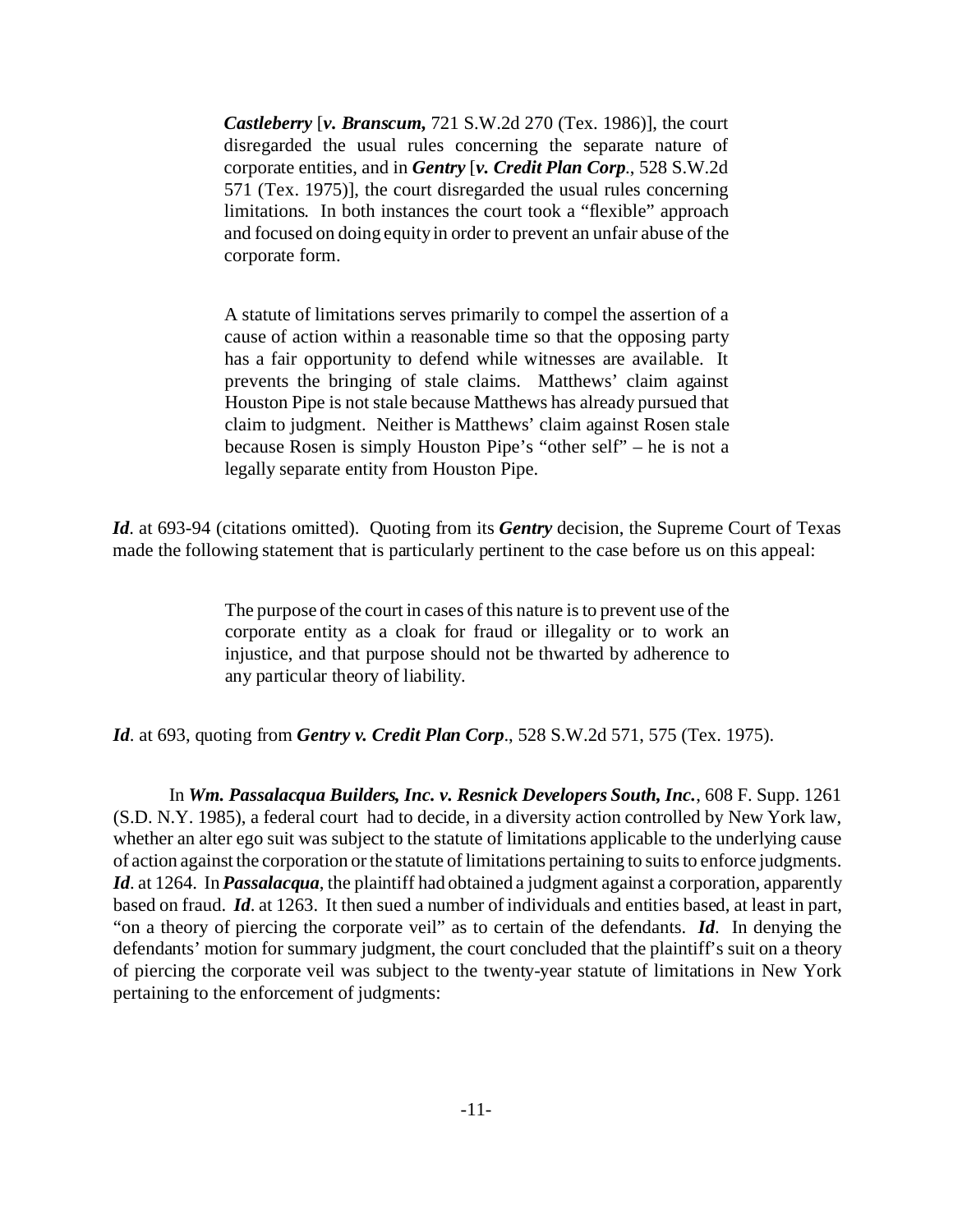> ***Castleberry*** [***v. Branscum,*** 721 S.W.2d 270 (Tex. 1986)], the court disregarded the usual rules concerning the separate nature of corporate entities, and in ***Gentry*** [***v. Credit Plan Corp***., 528 S.W.2d 571 (Tex. 1975)], the court disregarded the usual rules concerning limitations. In both instances the court took a "flexible" approach and focused on doing equity in order to prevent an unfair abuse of the corporate form.
>
> A statute of limitations serves primarily to compel the assertion of a cause of action within a reasonable time so that the opposing party has a fair opportunity to defend while witnesses are available. It prevents the bringing of stale claims. Matthews' claim against Houston Pipe is not stale because Matthews has already pursued that claim to judgment. Neither is Matthews' claim against Rosen stale because Rosen is simply Houston Pipe's "other self" – he is not a legally separate entity from Houston Pipe.

***Id***. at 693-94 (citations omitted). Quoting from its ***Gentry*** decision, the Supreme Court of Texas made the following statement that is particularly pertinent to the case before us on this appeal:

> The purpose of the court in cases of this nature is to prevent use of the corporate entity as a cloak for fraud or illegality or to work an injustice, and that purpose should not be thwarted by adherence to any particular theory of liability.

***Id***. at 693, quoting from ***Gentry v. Credit Plan Corp***., 528 S.W.2d 571, 575 (Tex. 1975).

In ***Wm. Passalacqua Builders, Inc. v. Resnick Developers South, Inc.***, 608 F. Supp. 1261 (S.D. N.Y. 1985), a federal court had to decide, in a diversity action controlled by New York law, whether an alter ego suit was subject to the statute of limitations applicable to the underlying cause of action against the corporation or the statute of limitations pertaining to suits to enforce judgments. ***Id***. at 1264. In ***Passalacqua***, the plaintiff had obtained a judgment against a corporation, apparently based on fraud. ***Id***. at 1263. It then sued a number of individuals and entities based, at least in part, "on a theory of piercing the corporate veil" as to certain of the defendants. ***Id***. In denying the defendants' motion for summary judgment, the court concluded that the plaintiff's suit on a theory of piercing the corporate veil was subject to the twenty-year statute of limitations in New York pertaining to the enforcement of judgments: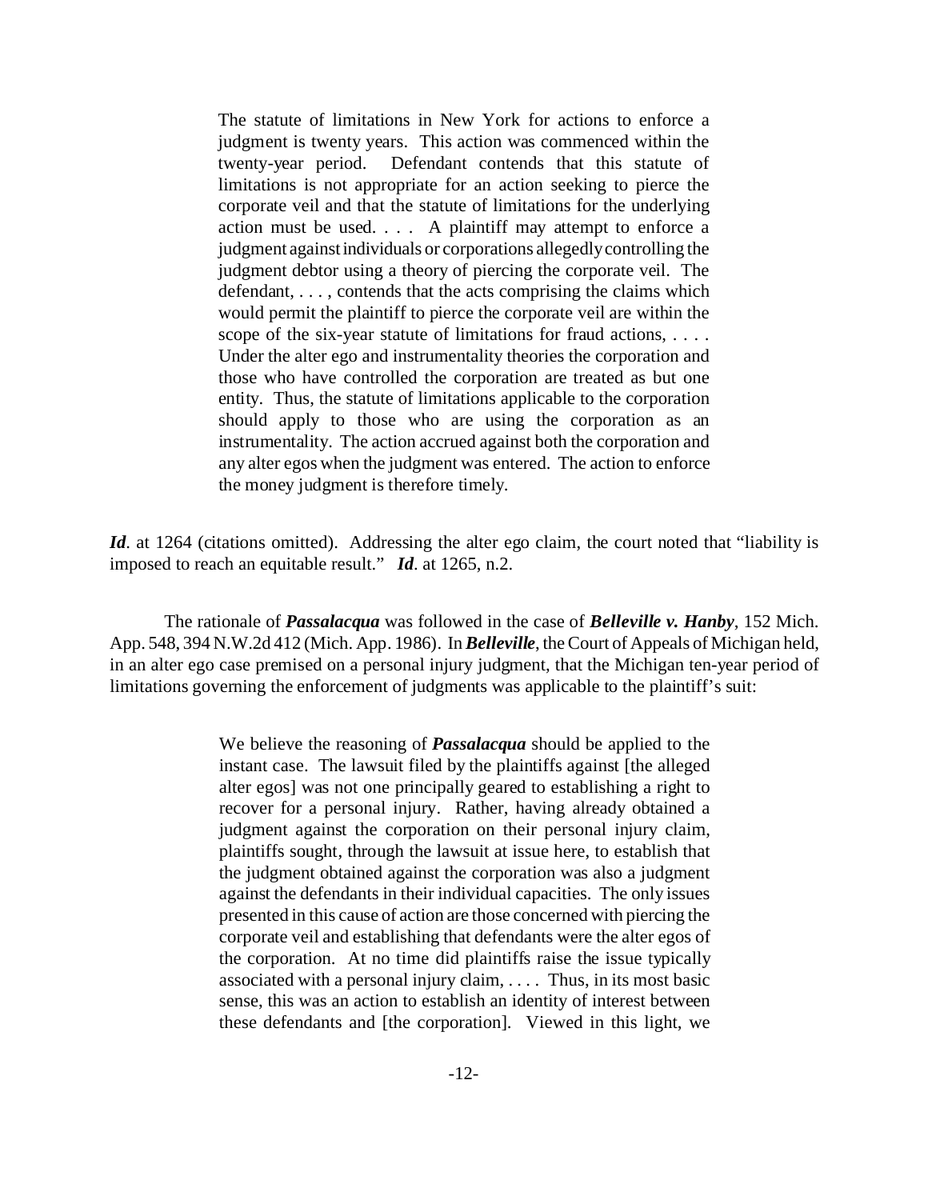> The statute of limitations in New York for actions to enforce a judgment is twenty years. This action was commenced within the twenty-year period. Defendant contends that this statute of limitations is not appropriate for an action seeking to pierce the corporate veil and that the statute of limitations for the underlying action must be used. . . . A plaintiff may attempt to enforce a judgment against individuals or corporations allegedly controlling the judgment debtor using a theory of piercing the corporate veil. The defendant, . . . , contends that the acts comprising the claims which would permit the plaintiff to pierce the corporate veil are within the scope of the six-year statute of limitations for fraud actions, . . . . Under the alter ego and instrumentality theories the corporation and those who have controlled the corporation are treated as but one entity. Thus, the statute of limitations applicable to the corporation should apply to those who are using the corporation as an instrumentality. The action accrued against both the corporation and any alter egos when the judgment was entered. The action to enforce the money judgment is therefore timely.

***Id*.** at 1264 (citations omitted). Addressing the alter ego claim, the court noted that "liability is imposed to reach an equitable result." ***Id*.** at 1265, n.2.

The rationale of ***Passalacqua*** was followed in the case of ***Belleville v. Hanby***, 152 Mich. App. 548, 394 N.W.2d 412 (Mich. App. 1986). In ***Belleville***, the Court of Appeals of Michigan held, in an alter ego case premised on a personal injury judgment, that the Michigan ten-year period of limitations governing the enforcement of judgments was applicable to the plaintiff's suit:

> We believe the reasoning of ***Passalacqua*** should be applied to the instant case. The lawsuit filed by the plaintiffs against [the alleged alter egos] was not one principally geared to establishing a right to recover for a personal injury. Rather, having already obtained a judgment against the corporation on their personal injury claim, plaintiffs sought, through the lawsuit at issue here, to establish that the judgment obtained against the corporation was also a judgment against the defendants in their individual capacities. The only issues presented in this cause of action are those concerned with piercing the corporate veil and establishing that defendants were the alter egos of the corporation. At no time did plaintiffs raise the issue typically associated with a personal injury claim, . . . . Thus, in its most basic sense, this was an action to establish an identity of interest between these defendants and [the corporation]. Viewed in this light, we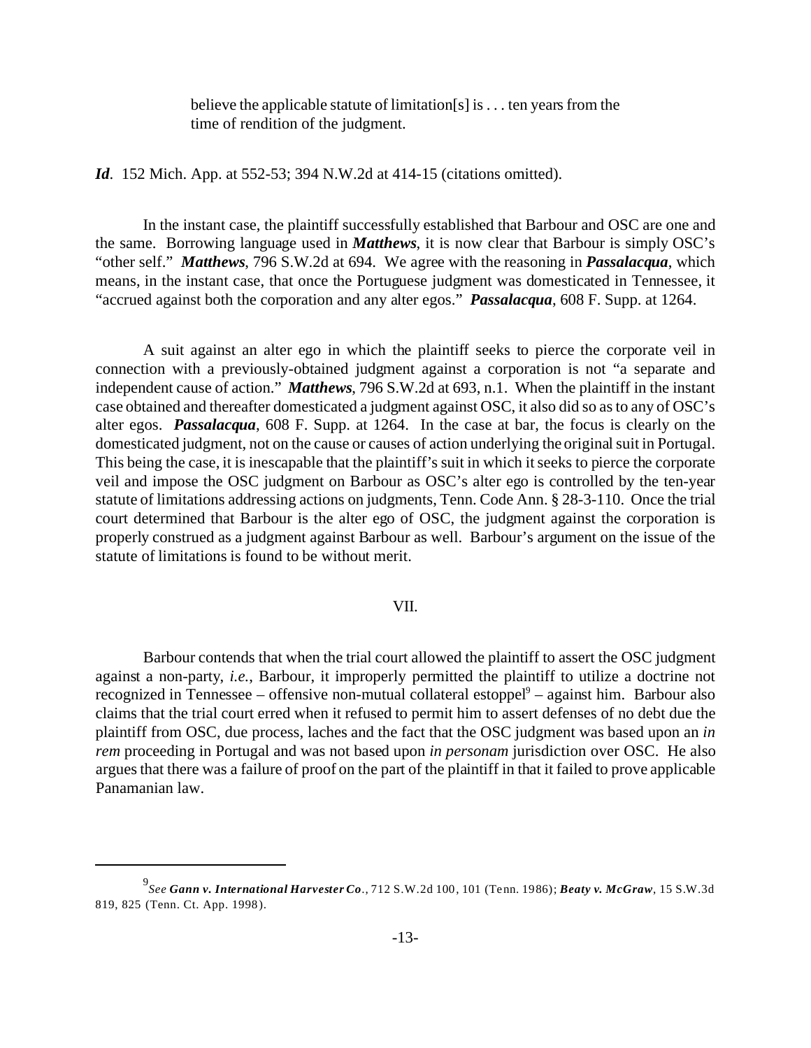> believe the applicable statute of limitation[s] is . . . ten years from the time of rendition of the judgment.

***Id***. 152 Mich. App. at 552-53; 394 N.W.2d at 414-15 (citations omitted).

In the instant case, the plaintiff successfully established that Barbour and OSC are one and the same. Borrowing language used in ***Matthews***, it is now clear that Barbour is simply OSC's "other self." ***Matthews***, 796 S.W.2d at 694. We agree with the reasoning in ***Passalacqua***, which means, in the instant case, that once the Portuguese judgment was domesticated in Tennessee, it "accrued against both the corporation and any alter egos." ***Passalacqua***, 608 F. Supp. at 1264.

A suit against an alter ego in which the plaintiff seeks to pierce the corporate veil in connection with a previously-obtained judgment against a corporation is not "a separate and independent cause of action." ***Matthews***, 796 S.W.2d at 693, n.1. When the plaintiff in the instant case obtained and thereafter domesticated a judgment against OSC, it also did so as to any of OSC's alter egos. ***Passalacqua***, 608 F. Supp. at 1264. In the case at bar, the focus is clearly on the domesticated judgment, not on the cause or causes of action underlying the original suit in Portugal. This being the case, it is inescapable that the plaintiff's suit in which it seeks to pierce the corporate veil and impose the OSC judgment on Barbour as OSC's alter ego is controlled by the ten-year statute of limitations addressing actions on judgments, Tenn. Code Ann. § 28-3-110. Once the trial court determined that Barbour is the alter ego of OSC, the judgment against the corporation is properly construed as a judgment against Barbour as well. Barbour's argument on the issue of the statute of limitations is found to be without merit.

## VII.

Barbour contends that when the trial court allowed the plaintiff to assert the OSC judgment against a non-party, *i.e.*, Barbour, it improperly permitted the plaintiff to utilize a doctrine not recognized in Tennessee – offensive non-mutual collateral estoppel[9] – against him. Barbour also claims that the trial court erred when it refused to permit him to assert defenses of no debt due the plaintiff from OSC, due process, laches and the fact that the OSC judgment was based upon an *in rem* proceeding in Portugal and was not based upon *in personam* jurisdiction over OSC. He also argues that there was a failure of proof on the part of the plaintiff in that it failed to prove applicable Panamanian law.

---

[9] *See* ***Gann v. International Harvester Co.***, 712 S.W.2d 100, 101 (Tenn. 1986); ***Beaty v. McGraw***, 15 S.W.3d 819, 825 (Tenn. Ct. App. 1998).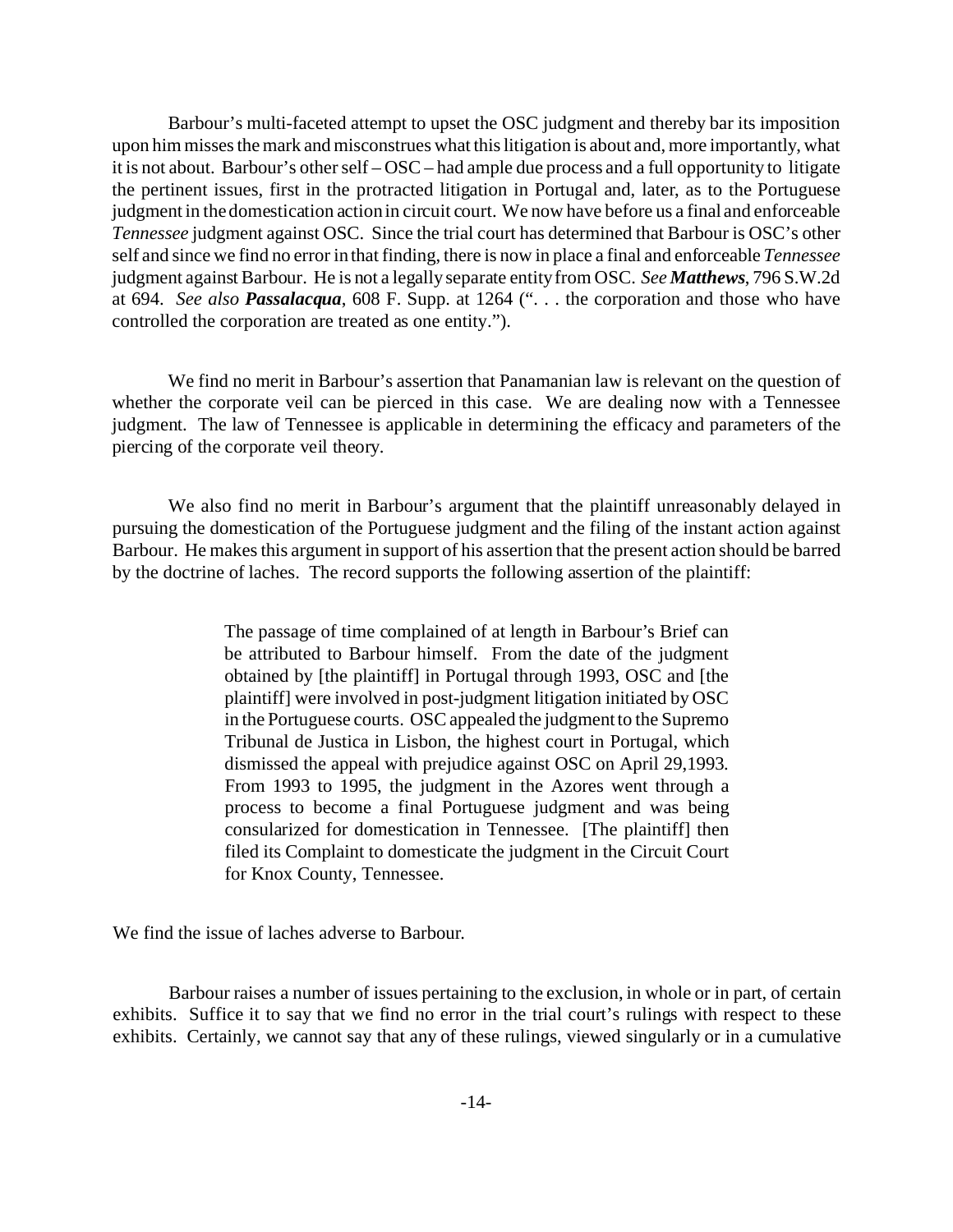Barbour's multi-faceted attempt to upset the OSC judgment and thereby bar its imposition upon him misses the mark and misconstrues what this litigation is about and, more importantly, what it is not about. Barbour's other self – OSC – had ample due process and a full opportunity to litigate the pertinent issues, first in the protracted litigation in Portugal and, later, as to the Portuguese judgment in the domestication action in circuit court. We now have before us a final and enforceable *Tennessee* judgment against OSC. Since the trial court has determined that Barbour is OSC's other self and since we find no error in that finding, there is now in place a final and enforceable *Tennessee* judgment against Barbour. He is not a legally separate entity from OSC. *See **Matthews***, 796 S.W.2d at 694. *See also **Passalacqua***, 608 F. Supp. at 1264 (". . . the corporation and those who have controlled the corporation are treated as one entity.").

We find no merit in Barbour's assertion that Panamanian law is relevant on the question of whether the corporate veil can be pierced in this case. We are dealing now with a Tennessee judgment. The law of Tennessee is applicable in determining the efficacy and parameters of the piercing of the corporate veil theory.

We also find no merit in Barbour's argument that the plaintiff unreasonably delayed in pursuing the domestication of the Portuguese judgment and the filing of the instant action against Barbour. He makes this argument in support of his assertion that the present action should be barred by the doctrine of laches. The record supports the following assertion of the plaintiff:

> The passage of time complained of at length in Barbour's Brief can be attributed to Barbour himself. From the date of the judgment obtained by [the plaintiff] in Portugal through 1993, OSC and [the plaintiff] were involved in post-judgment litigation initiated by OSC in the Portuguese courts. OSC appealed the judgment to the Supremo Tribunal de Justica in Lisbon, the highest court in Portugal, which dismissed the appeal with prejudice against OSC on April 29,1993. From 1993 to 1995, the judgment in the Azores went through a process to become a final Portuguese judgment and was being consularized for domestication in Tennessee. [The plaintiff] then filed its Complaint to domesticate the judgment in the Circuit Court for Knox County, Tennessee.

We find the issue of laches adverse to Barbour.

Barbour raises a number of issues pertaining to the exclusion, in whole or in part, of certain exhibits. Suffice it to say that we find no error in the trial court's rulings with respect to these exhibits. Certainly, we cannot say that any of these rulings, viewed singularly or in a cumulative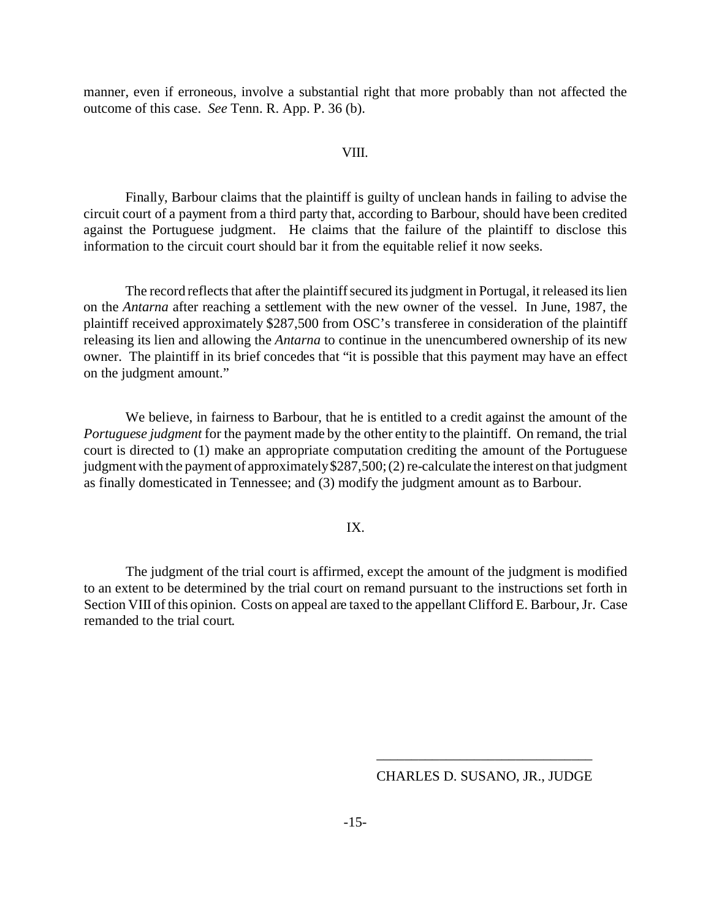manner, even if erroneous, involve a substantial right that more probably than not affected the outcome of this case. *See* Tenn. R. App. P. 36 (b).

VIII.

Finally, Barbour claims that the plaintiff is guilty of unclean hands in failing to advise the circuit court of a payment from a third party that, according to Barbour, should have been credited against the Portuguese judgment. He claims that the failure of the plaintiff to disclose this information to the circuit court should bar it from the equitable relief it now seeks.

The record reflects that after the plaintiff secured its judgment in Portugal, it released its lien on the *Antarna* after reaching a settlement with the new owner of the vessel. In June, 1987, the plaintiff received approximately $287,500 from OSC's transferee in consideration of the plaintiff releasing its lien and allowing the *Antarna* to continue in the unencumbered ownership of its new owner. The plaintiff in its brief concedes that "it is possible that this payment may have an effect on the judgment amount."

We believe, in fairness to Barbour, that he is entitled to a credit against the amount of the *Portuguese judgment* for the payment made by the other entity to the plaintiff. On remand, the trial court is directed to (1) make an appropriate computation crediting the amount of the Portuguese judgment with the payment of approximately $287,500; (2) re-calculate the interest on that judgment as finally domesticated in Tennessee; and (3) modify the judgment amount as to Barbour.

IX.

The judgment of the trial court is affirmed, except the amount of the judgment is modified to an extent to be determined by the trial court on remand pursuant to the instructions set forth in Section VIII of this opinion. Costs on appeal are taxed to the appellant Clifford E. Barbour, Jr. Case remanded to the trial court.

\_\_\_\_\_\_\_\_\_\_\_\_\_\_\_\_\_\_\_\_\_\_\_\_\_\_\_\_\_\_\_

CHARLES D. SUSANO, JR., JUDGE